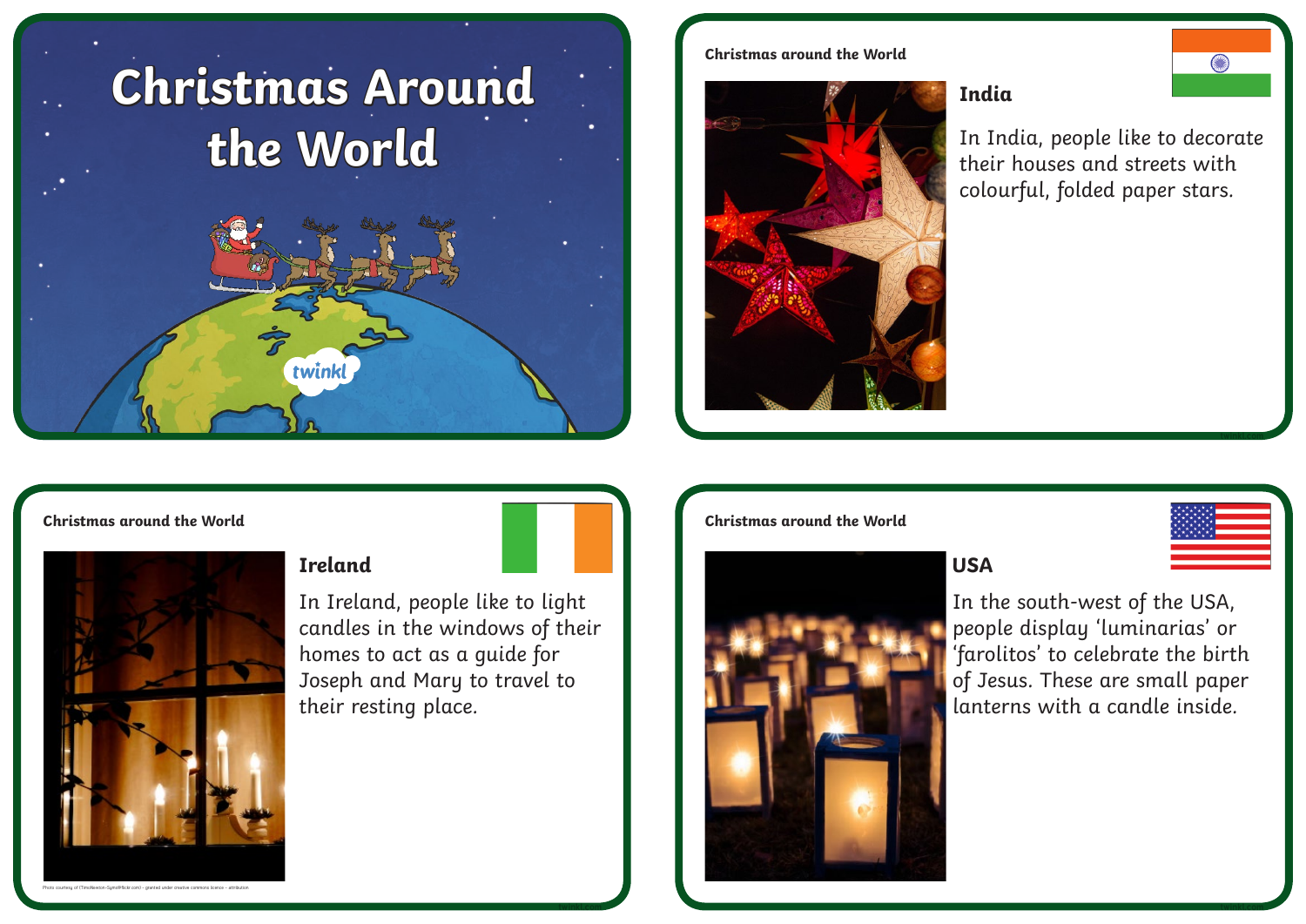# Christmas Around the World

twinkl

Christmas around the World

## India

In India, people like to decorate their houses and streets with colourful, folded paper stars.

Christmas around the World

## Ireland

In Ireland, people like to light candles in the windows of their homes to act as a guide for Joseph and Mary to travel to their resting place.

Photo courtesy of (TimoNewton-Syms@flickr.com) - granted under creative commons licence - attribution

Christmas around the World

## USA

In the south-west of the USA, people display 'luminarias' or 'farolitos' to celebrate the birth of Jesus. These are small paper lanterns with a candle inside.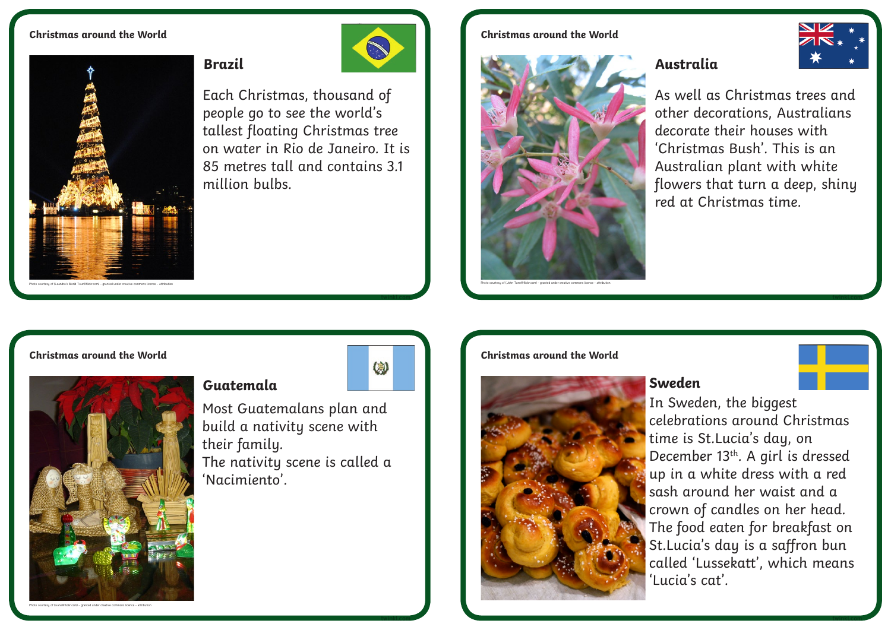**Christmas around the World**

## Brazil

Each Christmas, thousand of people go to see the world's tallest floating Christmas tree on water in Rio de Janeiro. It is 85 metres tall and contains 3.1 million bulbs.

Photo courtesy of (Leandro's World Tour@flickr.com) - granted under creative commons licence – attribution

**Christmas around the World**

## Australia

As well as Christmas trees and other decorations, Australians decorate their houses with 'Christmas Bush'. This is an Australian plant with white flowers that turn a deep, shiny red at Christmas time.

Photo courtesy of (John Tann@flickr.com) - granted under creative commons licence – attribution

**Christmas around the World**

## Guatemala

Most Guatemalans plan and build a nativity scene with their family.
The nativity scene is called a 'Nacimiento'.

Photo courtesy of (ivane@flickr.com) - granted under creative commons licence – attribution

**Christmas around the World**

## Sweden

In Sweden, the biggest celebrations around Christmas time is St.Lucia's day, on December 13th. A girl is dressed up in a white dress with a red sash around her waist and a crown of candles on her head. The food eaten for breakfast on St.Lucia's day is a saffron bun called 'Lussekatt', which means 'Lucia's cat'.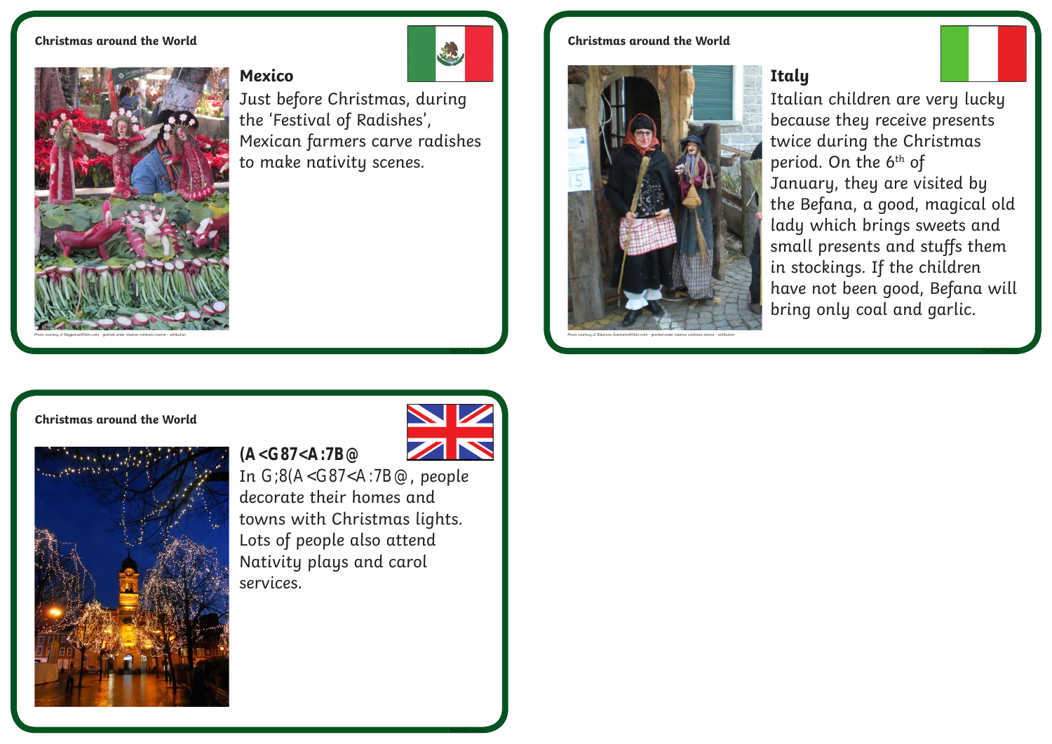**Christmas around the World**

## Mexico

Just before Christmas, during the 'Festival of Radishes', Mexican farmers carve radishes to make nativity scenes.

Photo courtesy of (Mjgjesus@flickr.com) - granted under creative commons licence - attribution

**Christmas around the World**

## Italy

Italian children are very lucky because they receive presents twice during the Christmas period. On the 6th of January, they are visited by the Befana, a good, magical old lady which brings sweets and small presents and stuffs them in stockings. If the children have not been good, Befana will bring only coal and garlic.

Photo courtesy of (Eleonora Gianinetto@flickr.com) - granted under creative commons licence - attribution

**Christmas around the World**

## (A <G87<A :7B@

In G;8(A <G87<A :7B@, people decorate their homes and towns with Christmas lights. Lots of people also attend Nativity plays and carol services.